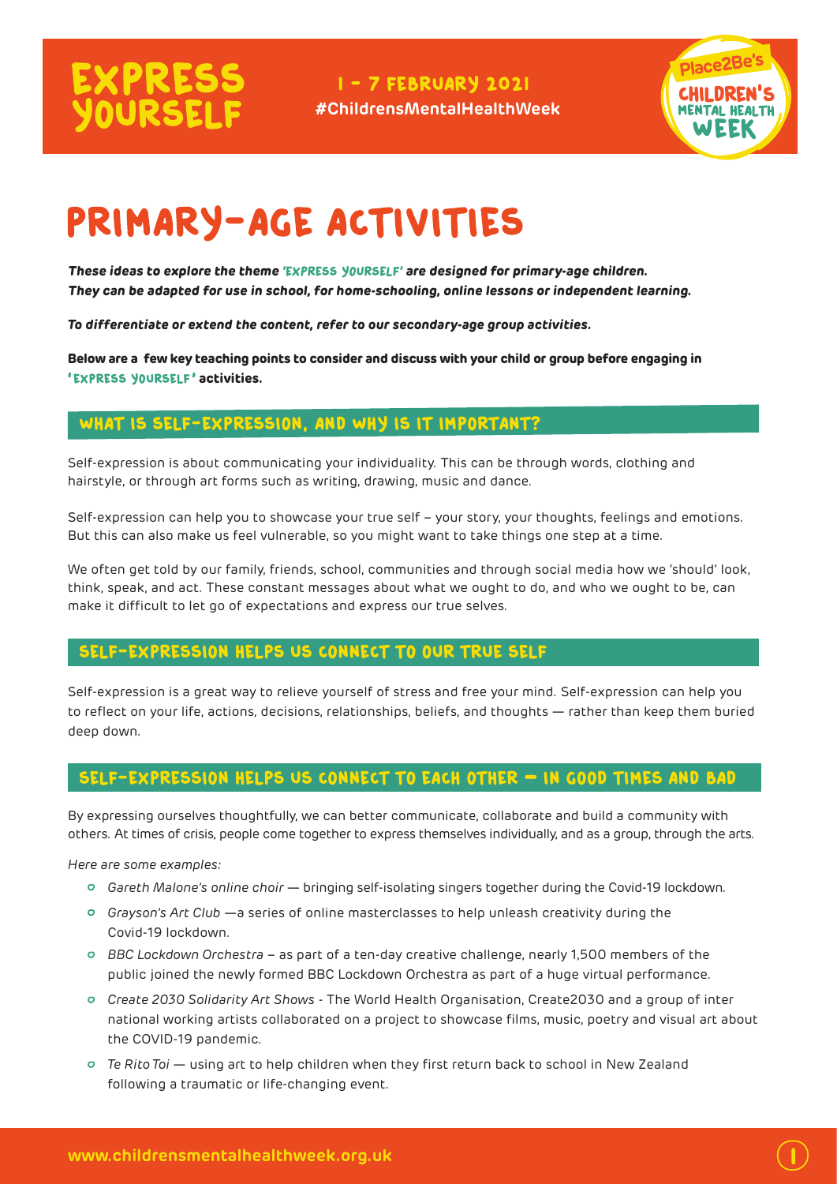# EXPRESS YOURSELF

1 – 7 FEBRUARY 2021
#ChildrensMentalHealthWeek

Place2Be's CHILDREN'S MENTAL HEALTH WEEK

# PRIMARY-AGE ACTIVITIES

***These ideas to explore the theme 'EXPRESS YOURSELF' are designed for primary-age children. They can be adapted for use in school, for home-schooling, online lessons or independent learning.***

***To differentiate or extend the content, refer to our secondary-age group activities.***

**Below are a few key teaching points to consider and discuss with your child or group before engaging in 'EXPRESS YOURSELF' activities.**

## WHAT IS SELF-EXPRESSION, AND WHY IS IT IMPORTANT?

Self-expression is about communicating your individuality. This can be through words, clothing and hairstyle, or through art forms such as writing, drawing, music and dance.

Self-expression can help you to showcase your true self – your story, your thoughts, feelings and emotions. But this can also make us feel vulnerable, so you might want to take things one step at a time.

We often get told by our family, friends, school, communities and through social media how we 'should' look, think, speak, and act. These constant messages about what we ought to do, and who we ought to be, can make it difficult to let go of expectations and express our true selves.

## SELF-EXPRESSION HELPS US CONNECT TO OUR TRUE SELF

Self-expression is a great way to relieve yourself of stress and free your mind. Self-expression can help you to reflect on your life, actions, decisions, relationships, beliefs, and thoughts — rather than keep them buried deep down.

## SELF-EXPRESSION HELPS US CONNECT TO EACH OTHER – IN GOOD TIMES AND BAD

By expressing ourselves thoughtfully, we can better communicate, collaborate and build a community with others. At times of crisis, people come together to express themselves individually, and as a group, through the arts.

*Here are some examples:*

- *Gareth Malone's online choir* — bringing self-isolating singers together during the Covid-19 lockdown.
- *Grayson's Art Club* —a series of online masterclasses to help unleash creativity during the Covid-19 lockdown.
- *BBC Lockdown Orchestra* – as part of a ten-day creative challenge, nearly 1,500 members of the public joined the newly formed BBC Lockdown Orchestra as part of a huge virtual performance.
- *Create 2030 Solidarity Art Shows* - The World Health Organisation, Create2030 and a group of inter national working artists collaborated on a project to showcase films, music, poetry and visual art about the COVID-19 pandemic.
- *Te Rito Toi* — using art to help children when they first return back to school in New Zealand following a traumatic or life-changing event.

www.childrensmentalhealthweek.org.uk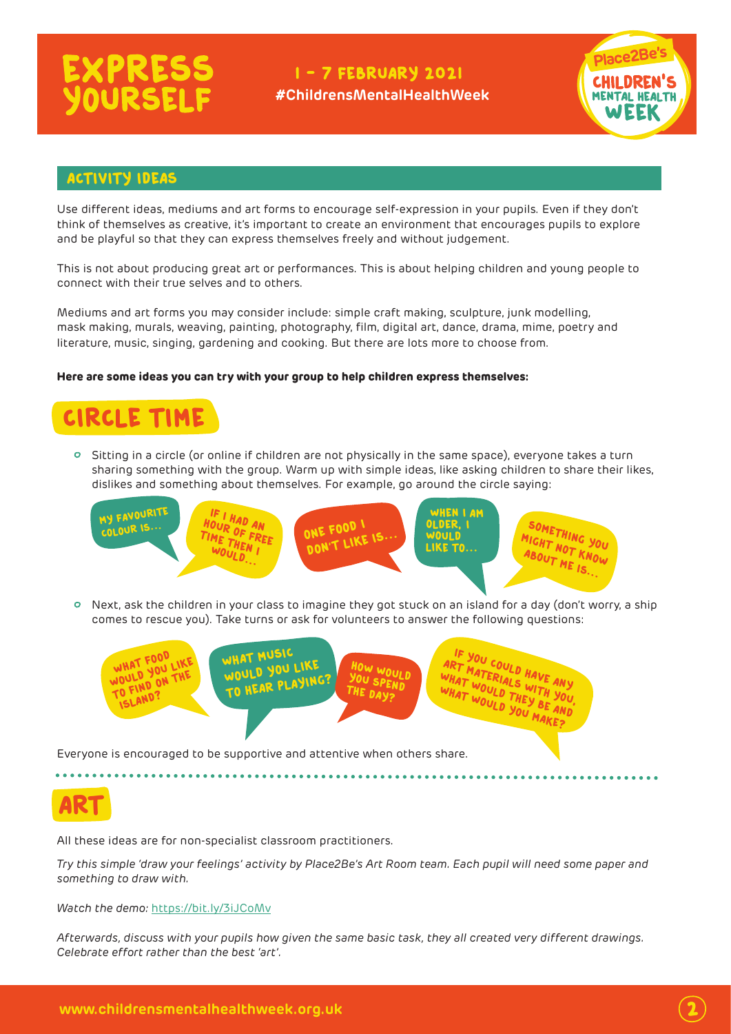# EXPRESS YOURSELF

**1 – 7 FEBRUARY 2021**
**#ChildrensMentalHealthWeek**

Place2Be's CHILDREN'S MENTAL HEALTH WEEK

## ACTIVITY IDEAS

Use different ideas, mediums and art forms to encourage self-expression in your pupils. Even if they don't think of themselves as creative, it's important to create an environment that encourages pupils to explore and be playful so that they can express themselves freely and without judgement.

This is not about producing great art or performances. This is about helping children and young people to connect with their true selves and to others.

Mediums and art forms you may consider include: simple craft making, sculpture, junk modelling, mask making, murals, weaving, painting, photography, film, digital art, dance, drama, mime, poetry and literature, music, singing, gardening and cooking. But there are lots more to choose from.

**Here are some ideas you can try with your group to help children express themselves:**

## CIRCLE TIME

- Sitting in a circle (or online if children are not physically in the same space), everyone takes a turn sharing something with the group. Warm up with simple ideas, like asking children to share their likes, dislikes and something about themselves. For example, go around the circle saying:

  - My favourite colour is...
  - If I had an hour of free time then I would...
  - One food I don't like is...
  - When I am older, I would like to...
  - Something you might not know about me is...

- Next, ask the children in your class to imagine they got stuck on an island for a day (don't worry, a ship comes to rescue you). Take turns or ask for volunteers to answer the following questions:

  - What food would you like to find on the island?
  - What music would you like to hear playing?
  - How would you spend the day?
  - If you could have any art materials with you, what would they be and what would you make?

Everyone is encouraged to be supportive and attentive when others share.

## ART

All these ideas are for non-specialist classroom practitioners.

*Try this simple 'draw your feelings' activity by Place2Be's Art Room team. Each pupil will need some paper and something to draw with.*

*Watch the demo:* https://bit.ly/3iJCoMv

*Afterwards, discuss with your pupils how given the same basic task, they all created very different drawings. Celebrate effort rather than the best 'art'.*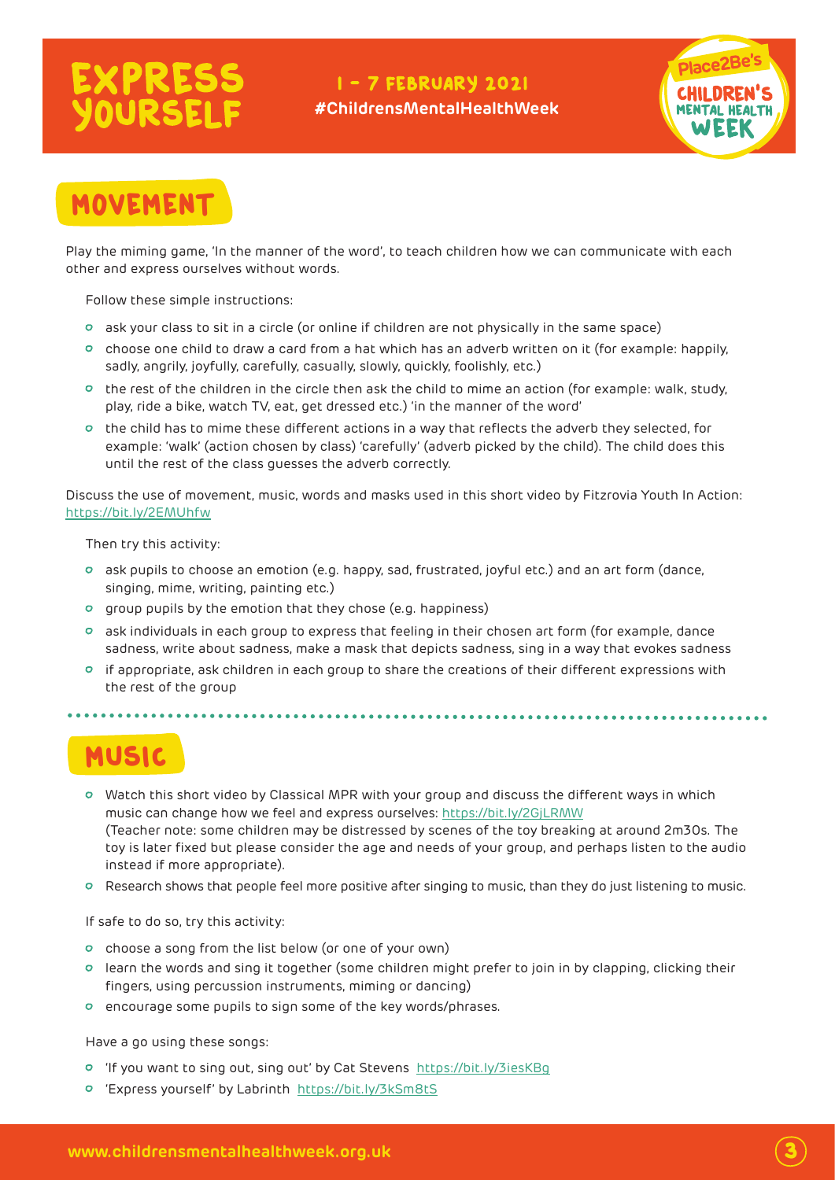# MOVEMENT

Play the miming game, 'In the manner of the word', to teach children how we can communicate with each other and express ourselves without words.

Follow these simple instructions:

- ask your class to sit in a circle (or online if children are not physically in the same space)
- choose one child to draw a card from a hat which has an adverb written on it (for example: happily, sadly, angrily, joyfully, carefully, casually, slowly, quickly, foolishly, etc.)
- the rest of the children in the circle then ask the child to mime an action (for example: walk, study, play, ride a bike, watch TV, eat, get dressed etc.) 'in the manner of the word'
- the child has to mime these different actions in a way that reflects the adverb they selected, for example: 'walk' (action chosen by class) 'carefully' (adverb picked by the child). The child does this until the rest of the class guesses the adverb correctly.

Discuss the use of movement, music, words and masks used in this short video by Fitzrovia Youth In Action: https://bit.ly/2EMUhfw

Then try this activity:

- ask pupils to choose an emotion (e.g. happy, sad, frustrated, joyful etc.) and an art form (dance, singing, mime, writing, painting etc.)
- group pupils by the emotion that they chose (e.g. happiness)
- ask individuals in each group to express that feeling in their chosen art form (for example, dance sadness, write about sadness, make a mask that depicts sadness, sing in a way that evokes sadness
- if appropriate, ask children in each group to share the creations of their different expressions with the rest of the group

# MUSIC

- Watch this short video by Classical MPR with your group and discuss the different ways in which music can change how we feel and express ourselves: https://bit.ly/2GjLRMW
  (Teacher note: some children may be distressed by scenes of the toy breaking at around 2m30s. The toy is later fixed but please consider the age and needs of your group, and perhaps listen to the audio instead if more appropriate).
- Research shows that people feel more positive after singing to music, than they do just listening to music.

If safe to do so, try this activity:

- choose a song from the list below (or one of your own)
- learn the words and sing it together (some children might prefer to join in by clapping, clicking their fingers, using percussion instruments, miming or dancing)
- encourage some pupils to sign some of the key words/phrases.

Have a go using these songs:

- 'If you want to sing out, sing out' by Cat Stevens https://bit.ly/3iesKBg
- 'Express yourself' by Labrinth https://bit.ly/3kSm8tS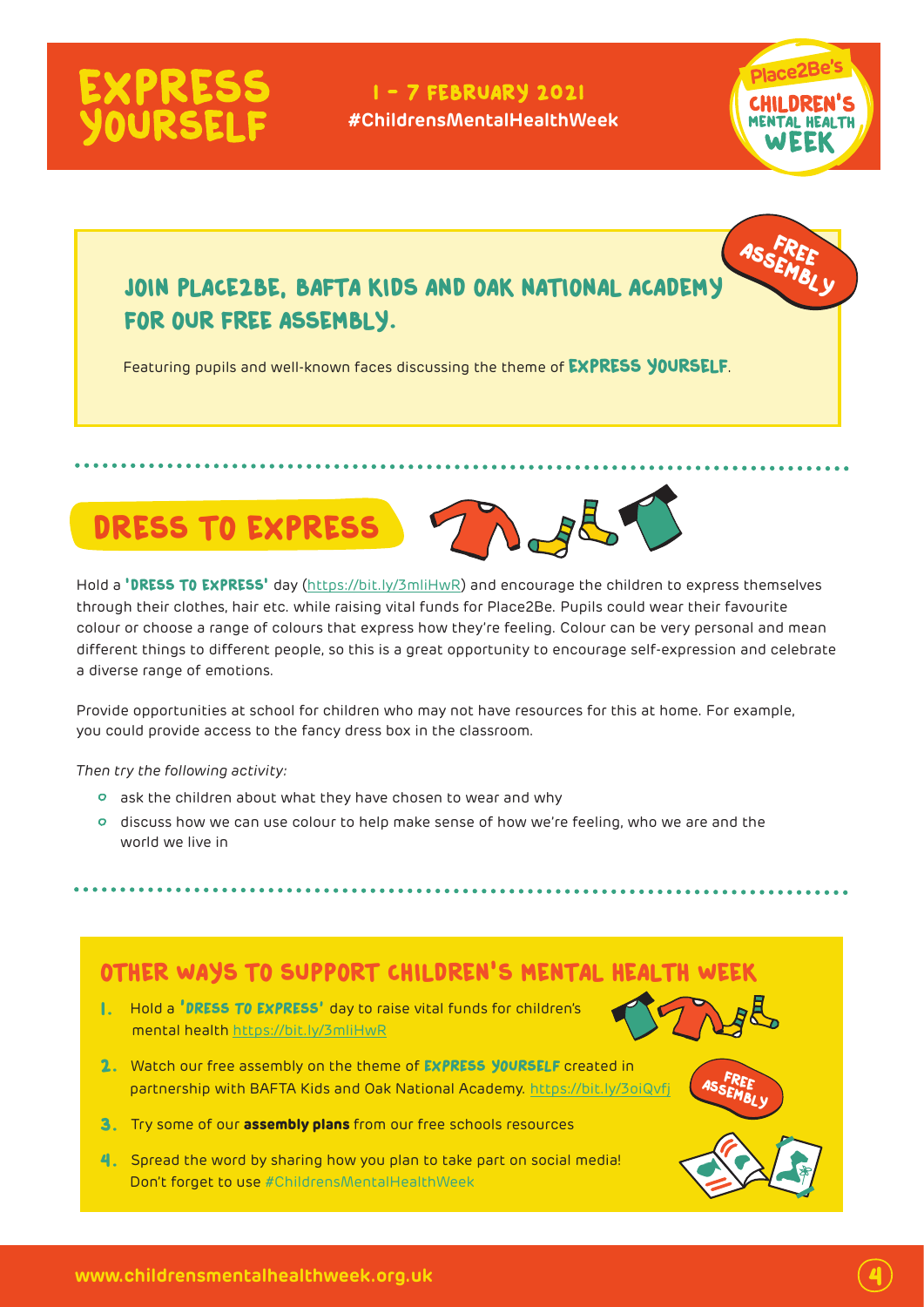# EXPRESS YOURSELF

**1 – 7 FEBRUARY 2021**
**#ChildrensMentalHealthWeek**

Place2Be's CHILDREN'S MENTAL HEALTH WEEK

FREE ASSEMBLY

## JOIN PLACE2BE, BAFTA KIDS AND OAK NATIONAL ACADEMY FOR OUR FREE ASSEMBLY.

Featuring pupils and well-known faces discussing the theme of **EXPRESS YOURSELF**.

## DRESS TO EXPRESS

Hold a **'DRESS TO EXPRESS'** day (https://bit.ly/3mliHwR) and encourage the children to express themselves through their clothes, hair etc. while raising vital funds for Place2Be. Pupils could wear their favourite colour or choose a range of colours that express how they're feeling. Colour can be very personal and mean different things to different people, so this is a great opportunity to encourage self-expression and celebrate a diverse range of emotions.

Provide opportunities at school for children who may not have resources for this at home. For example, you could provide access to the fancy dress box in the classroom.

*Then try the following activity:*

- ask the children about what they have chosen to wear and why
- discuss how we can use colour to help make sense of how we're feeling, who we are and the world we live in

## OTHER WAYS TO SUPPORT CHILDREN'S MENTAL HEALTH WEEK

1. Hold a **'DRESS TO EXPRESS'** day to raise vital funds for children's mental health https://bit.ly/3mliHwR
2. Watch our free assembly on the theme of **EXPRESS YOURSELF** created in partnership with BAFTA Kids and Oak National Academy. https://bit.ly/3oiQvfj
3. Try some of our **assembly plans** from our free schools resources
4. Spread the word by sharing how you plan to take part on social media! Don't forget to use #ChildrensMentalHealthWeek

FREE ASSEMBLY

www.childrensmentalhealthweek.org.uk